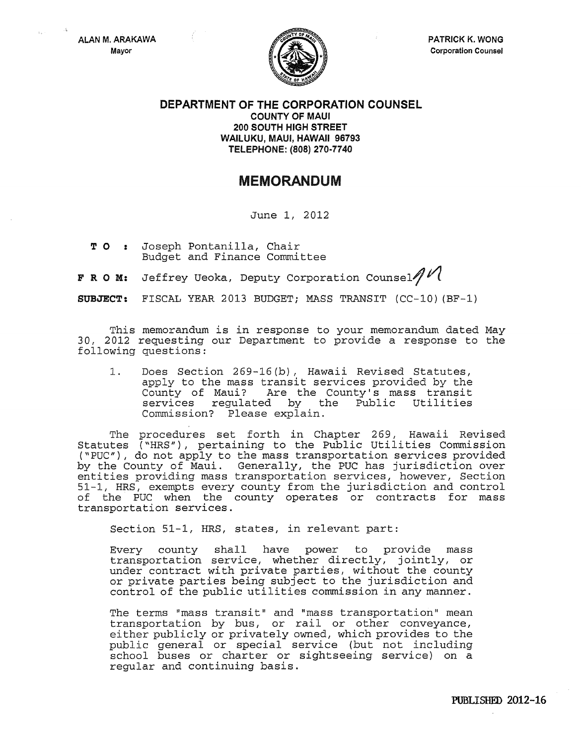ALAN M. ARAKAWA
Mayor

PATRICK K. WONG
Corporation Counsel

**DEPARTMENT OF THE CORPORATION COUNSEL**
**COUNTY OF MAUI**
**200 SOUTH HIGH STREET**
**WAILUKU, MAUI, HAWAII 96793**
**TELEPHONE: (808) 270-7740**

# MEMORANDUM

June 1, 2012

**TO:** Joseph Pontanilla, Chair
Budget and Finance Committee

**FROM:** Jeffrey Ueoka, Deputy Corporation Counsel

**SUBJECT:** FISCAL YEAR 2013 BUDGET; MASS TRANSIT (CC-10)(BF-1)

This memorandum is in response to your memorandum dated May 30, 2012 requesting our Department to provide a response to the following questions:

1. Does Section 269-16(b), Hawaii Revised Statutes, apply to the mass transit services provided by the County of Maui? Are the County's mass transit services regulated by the Public Utilities Commission? Please explain.

The procedures set forth in Chapter 269, Hawaii Revised Statutes ("HRS"), pertaining to the Public Utilities Commission ("PUC"), do not apply to the mass transportation services provided by the County of Maui. Generally, the PUC has jurisdiction over entities providing mass transportation services, however, Section 51-1, HRS, exempts every county from the jurisdiction and control of the PUC when the county operates or contracts for mass transportation services.

Section 51-1, HRS, states, in relevant part:

> Every county shall have power to provide mass transportation service, whether directly, jointly, or under contract with private parties, without the county or private parties being subject to the jurisdiction and control of the public utilities commission in any manner.
>
> The terms "mass transit" and "mass transportation" mean transportation by bus, or rail or other conveyance, either publicly or privately owned, which provides to the public general or special service (but not including school buses or charter or sightseeing service) on a regular and continuing basis.

PUBLISHED 2012-16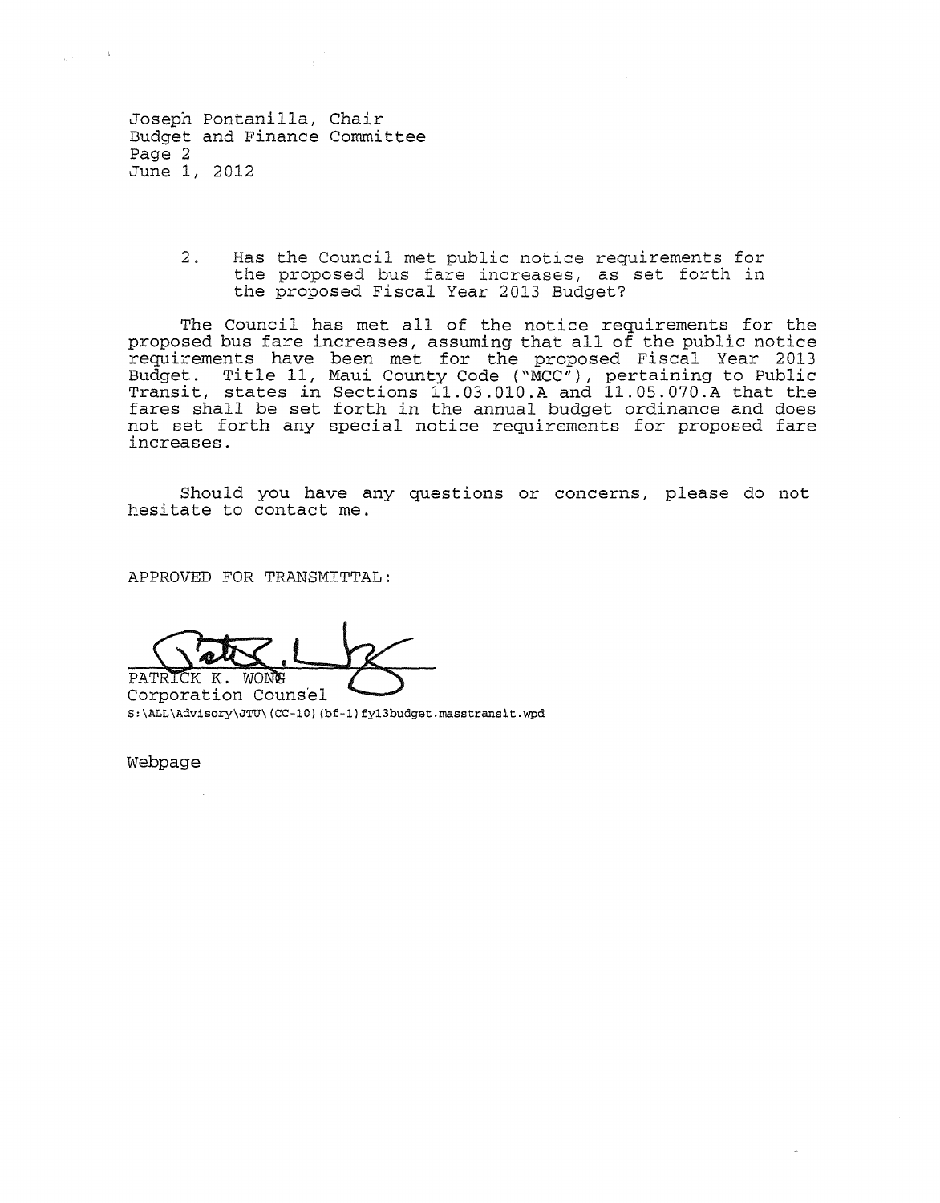2. Has the Council met public notice requirements for the proposed bus fare increases, as set forth in the proposed Fiscal Year 2013 Budget?

The Council has met all of the notice requirements for the proposed bus fare increases, assuming that all of the public notice requirements have been met for the proposed Fiscal Year 2013 Budget. Title 11, Maui County Code ("MCC"), pertaining to Public Transit, states in Sections 11.03.010.A and 11.05.070.A that the fares shall be set forth in the annual budget ordinance and does not set forth any special notice requirements for proposed fare increases.

Should you have any questions or concerns, please do not hesitate to contact me.

APPROVED FOR TRANSMITTAL:

PATRICK K. WONG
Corporation Counsel

S:\ALL\Advisory\JTU\(CC-10)(bf-1)fy13budget.masstransit.wpd

Webpage